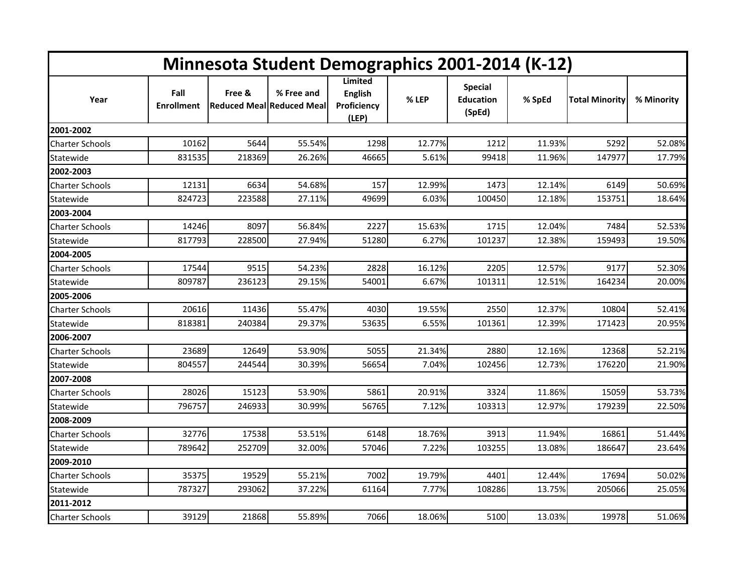# Minnesota Student Demographics 2001-2014 (K-12)

| Year | Fall Enrollment | Free & Reduced Meal | % Free and Reduced Meal | Limited English Proficiency (LEP) | % LEP | Special Education (SpEd) | % SpEd | Total Minority | % Minority |
|---|---|---|---|---|---|---|---|---|---|
| **2001-2002** | | | | | | | | | |
| Charter Schools | 10162 | 5644 | 55.54% | 1298 | 12.77% | 1212 | 11.93% | 5292 | 52.08% |
| Statewide | 831535 | 218369 | 26.26% | 46665 | 5.61% | 99418 | 11.96% | 147977 | 17.79% |
| **2002-2003** | | | | | | | | | |
| Charter Schools | 12131 | 6634 | 54.68% | 157 | 12.99% | 1473 | 12.14% | 6149 | 50.69% |
| Statewide | 824723 | 223588 | 27.11% | 49699 | 6.03% | 100450 | 12.18% | 153751 | 18.64% |
| **2003-2004** | | | | | | | | | |
| Charter Schools | 14246 | 8097 | 56.84% | 2227 | 15.63% | 1715 | 12.04% | 7484 | 52.53% |
| Statewide | 817793 | 228500 | 27.94% | 51280 | 6.27% | 101237 | 12.38% | 159493 | 19.50% |
| **2004-2005** | | | | | | | | | |
| Charter Schools | 17544 | 9515 | 54.23% | 2828 | 16.12% | 2205 | 12.57% | 9177 | 52.30% |
| Statewide | 809787 | 236123 | 29.15% | 54001 | 6.67% | 101311 | 12.51% | 164234 | 20.00% |
| **2005-2006** | | | | | | | | | |
| Charter Schools | 20616 | 11436 | 55.47% | 4030 | 19.55% | 2550 | 12.37% | 10804 | 52.41% |
| Statewide | 818381 | 240384 | 29.37% | 53635 | 6.55% | 101361 | 12.39% | 171423 | 20.95% |
| **2006-2007** | | | | | | | | | |
| Charter Schools | 23689 | 12649 | 53.90% | 5055 | 21.34% | 2880 | 12.16% | 12368 | 52.21% |
| Statewide | 804557 | 244544 | 30.39% | 56654 | 7.04% | 102456 | 12.73% | 176220 | 21.90% |
| **2007-2008** | | | | | | | | | |
| Charter Schools | 28026 | 15123 | 53.90% | 5861 | 20.91% | 3324 | 11.86% | 15059 | 53.73% |
| Statewide | 796757 | 246933 | 30.99% | 56765 | 7.12% | 103313 | 12.97% | 179239 | 22.50% |
| **2008-2009** | | | | | | | | | |
| Charter Schools | 32776 | 17538 | 53.51% | 6148 | 18.76% | 3913 | 11.94% | 16861 | 51.44% |
| Statewide | 789642 | 252709 | 32.00% | 57046 | 7.22% | 103255 | 13.08% | 186647 | 23.64% |
| **2009-2010** | | | | | | | | | |
| Charter Schools | 35375 | 19529 | 55.21% | 7002 | 19.79% | 4401 | 12.44% | 17694 | 50.02% |
| Statewide | 787327 | 293062 | 37.22% | 61164 | 7.77% | 108286 | 13.75% | 205066 | 25.05% |
| **2011-2012** | | | | | | | | | |
| Charter Schools | 39129 | 21868 | 55.89% | 7066 | 18.06% | 5100 | 13.03% | 19978 | 51.06% |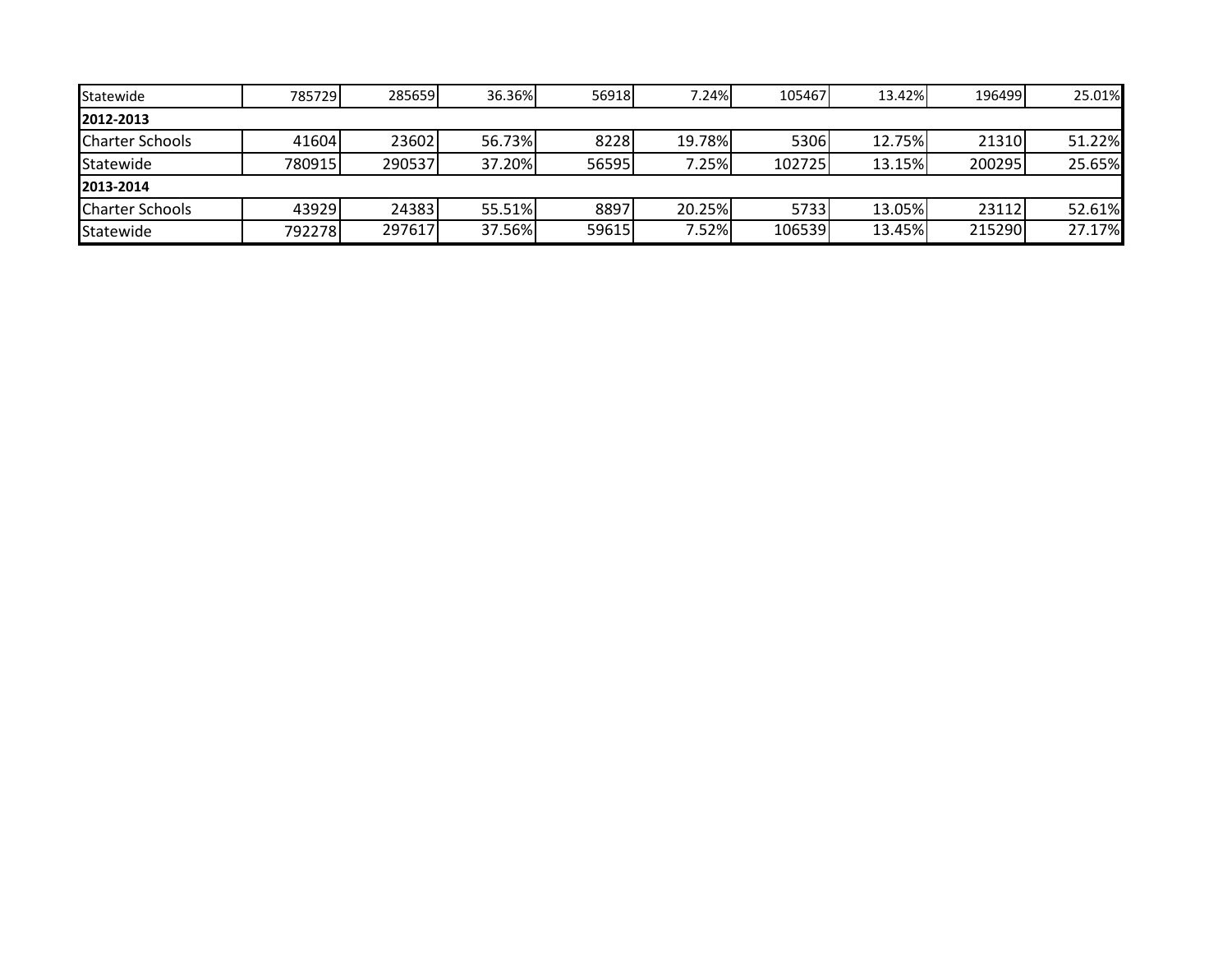| | | | | | | | | |
|---|---|---|---|---|---|---|---|---|
| Statewide | 785729 | 285659 | 36.36% | 56918 | 7.24% | 105467 | 13.42% | 196499 | 25.01% |
| **2012-2013** | | | | | | | | | |
| Charter Schools | 41604 | 23602 | 56.73% | 8228 | 19.78% | 5306 | 12.75% | 21310 | 51.22% |
| Statewide | 780915 | 290537 | 37.20% | 56595 | 7.25% | 102725 | 13.15% | 200295 | 25.65% |
| **2013-2014** | | | | | | | | | |
| Charter Schools | 43929 | 24383 | 55.51% | 8897 | 20.25% | 5733 | 13.05% | 23112 | 52.61% |
| Statewide | 792278 | 297617 | 37.56% | 59615 | 7.52% | 106539 | 13.45% | 215290 | 27.17% |